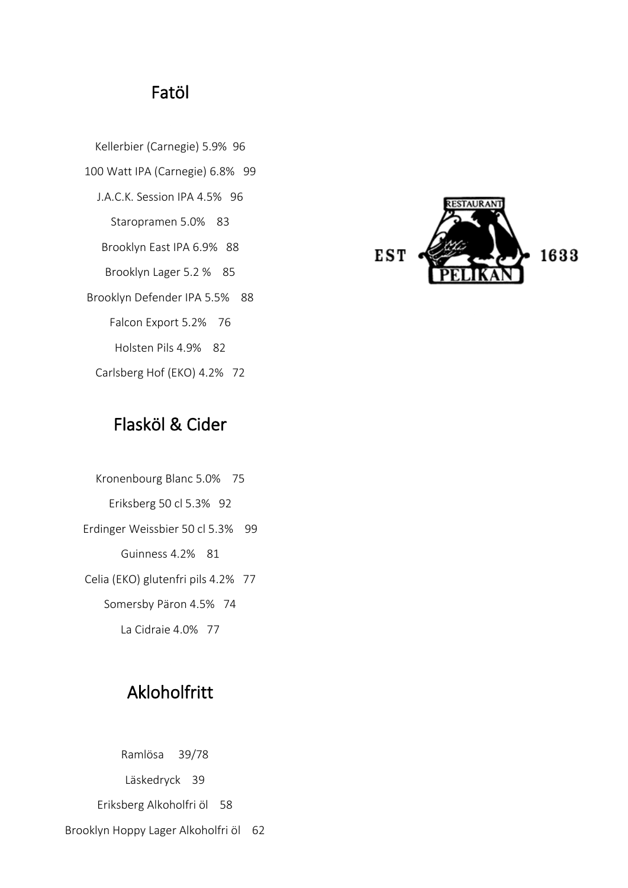## Fatöl

Kellerbier (Carnegie) 5.9% 96

100 Watt IPA (Carnegie) 6.8% 99

J.A.C.K. Session IPA 4.5% 96

Staropramen 5.0% 83

Brooklyn East IPA 6.9% 88

Brooklyn Lager 5.2 % 85

Brooklyn Defender IPA 5.5% 88

Falcon Export 5.2% 76

Holsten Pils 4.9% 82

Carlsberg Hof (EKO) 4.2% 72

## Flasköl & Cider

Kronenbourg Blanc 5.0% 75

Eriksberg 50 cl 5.3% 92

Erdinger Weissbier 50 cl 5.3% 99

Guinness 4.2% 81

Celia (EKO) glutenfri pils 4.2% 77

Somersby Päron 4.5% 74

La Cidraie 4.0% 77

## Akloholfritt

Ramlösa 39/78

Läskedryck 39

Eriksberg Alkoholfri öl 58

Brooklyn Hoppy Lager Alkoholfri öl 62

EST RESTAURANT PELIKAN 1633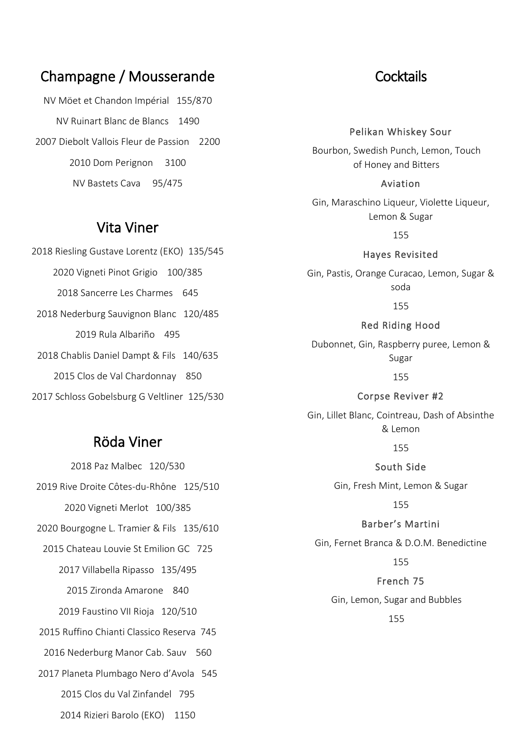## Champagne / Mousserande

NV Möet et Chandon Impérial 155/870

NV Ruinart Blanc de Blancs 1490

2007 Diebolt Vallois Fleur de Passion 2200

2010 Dom Perignon 3100

NV Bastets Cava 95/475

## Vita Viner

2018 Riesling Gustave Lorentz (EKO) 135/545

2020 Vigneti Pinot Grigio 100/385

2018 Sancerre Les Charmes 645

2018 Nederburg Sauvignon Blanc 120/485

2019 Rula Albariño 495

2018 Chablis Daniel Dampt & Fils 140/635

2015 Clos de Val Chardonnay 850

2017 Schloss Gobelsburg G Veltliner 125/530

## Röda Viner

2018 Paz Malbec 120/530

2019 Rive Droite Côtes-du-Rhône 125/510

2020 Vigneti Merlot 100/385

2020 Bourgogne L. Tramier & Fils 135/610

2015 Chateau Louvie St Emilion GC 725

2017 Villabella Ripasso 135/495

2015 Zironda Amarone 840

2019 Faustino VII Rioja 120/510

2015 Ruffino Chianti Classico Reserva 745

2016 Nederburg Manor Cab. Sauv 560

2017 Planeta Plumbago Nero d'Avola 545

2015 Clos du Val Zinfandel 795

2014 Rizieri Barolo (EKO) 1150

## Cocktails

### Pelikan Whiskey Sour

Bourbon, Swedish Punch, Lemon, Touch of Honey and Bitters

### Aviation

Gin, Maraschino Liqueur, Violette Liqueur, Lemon & Sugar

155

### Hayes Revisited

Gin, Pastis, Orange Curacao, Lemon, Sugar & soda

155

### Red Riding Hood

Dubonnet, Gin, Raspberry puree, Lemon & Sugar

155

### Corpse Reviver #2

Gin, Lillet Blanc, Cointreau, Dash of Absinthe & Lemon

155

### South Side

Gin, Fresh Mint, Lemon & Sugar

155

### Barber's Martini

Gin, Fernet Branca & D.O.M. Benedictine

155

### French 75

Gin, Lemon, Sugar and Bubbles

155